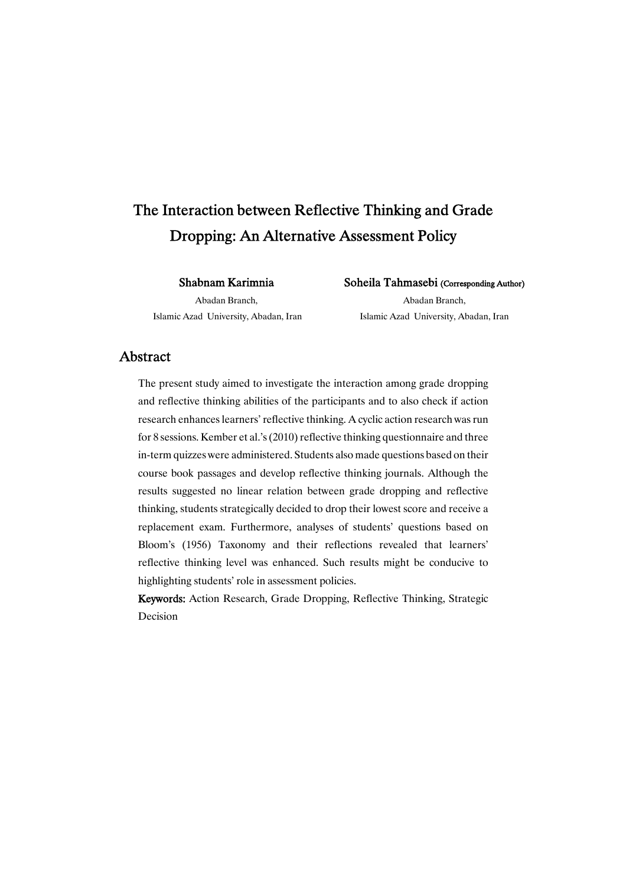# The Interaction between Reflective Thinking and Grade Dropping: An Alternative Assessment Policy

**Shabnam Karimnia**
Abadan Branch,
Islamic Azad University, Abadan, Iran

**Soheila Tahmasebi** (Corresponding Author)
Abadan Branch,
Islamic Azad University, Abadan, Iran

## Abstract

The present study aimed to investigate the interaction among grade dropping and reflective thinking abilities of the participants and to also check if action research enhances learners' reflective thinking. A cyclic action research was run for 8 sessions. Kember et al.'s (2010) reflective thinking questionnaire and three in-term quizzes were administered. Students also made questions based on their course book passages and develop reflective thinking journals. Although the results suggested no linear relation between grade dropping and reflective thinking, students strategically decided to drop their lowest score and receive a replacement exam. Furthermore, analyses of students' questions based on Bloom's (1956) Taxonomy and their reflections revealed that learners' reflective thinking level was enhanced. Such results might be conducive to highlighting students' role in assessment policies.

**Keywords:** Action Research, Grade Dropping, Reflective Thinking, Strategic Decision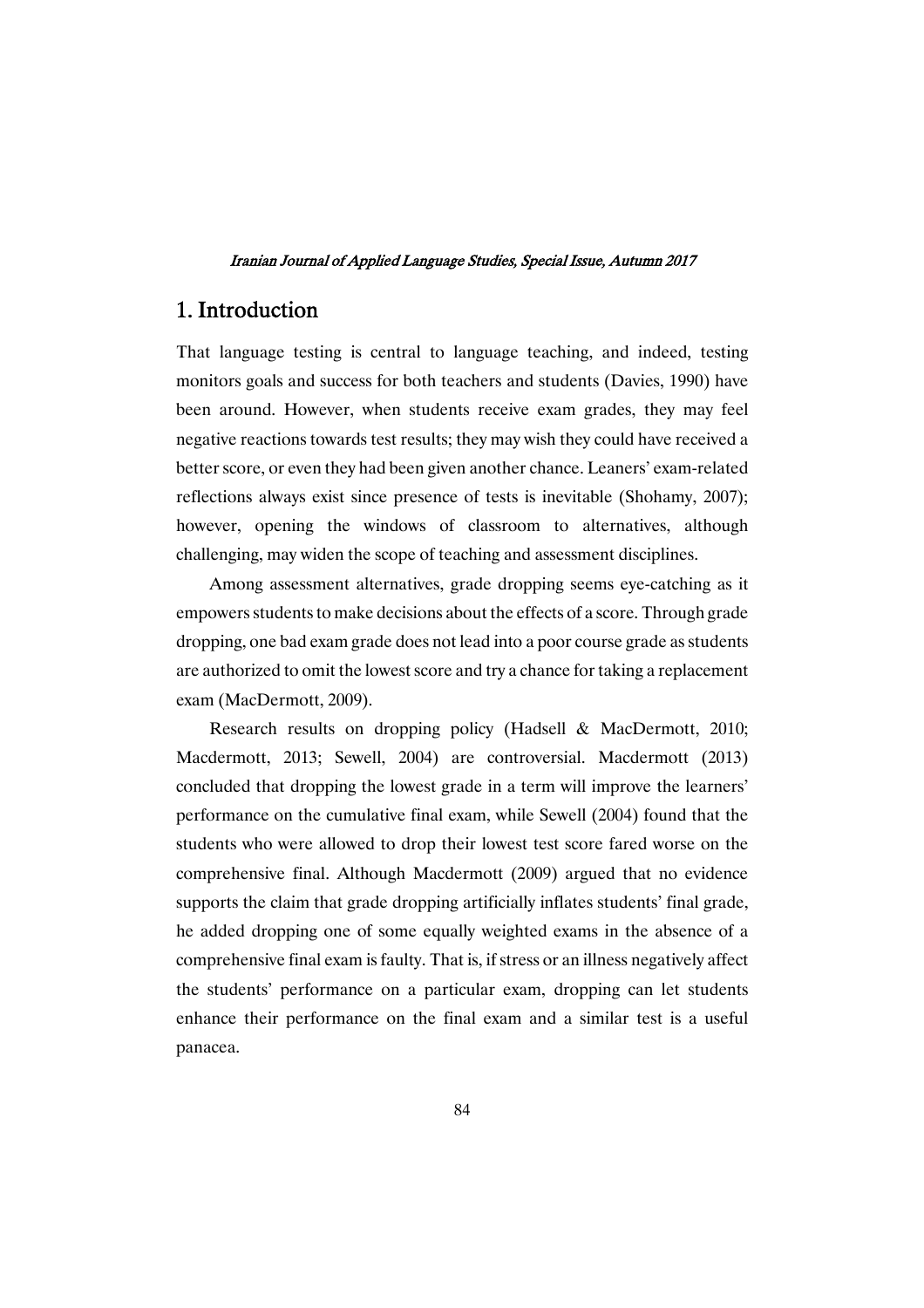## 1. Introduction

That language testing is central to language teaching, and indeed, testing monitors goals and success for both teachers and students (Davies, 1990) have been around. However, when students receive exam grades, they may feel negative reactions towards test results; they may wish they could have received a better score, or even they had been given another chance. Leaners' exam-related reflections always exist since presence of tests is inevitable (Shohamy, 2007); however, opening the windows of classroom to alternatives, although challenging, may widen the scope of teaching and assessment disciplines.

Among assessment alternatives, grade dropping seems eye-catching as it empowers students to make decisions about the effects of a score. Through grade dropping, one bad exam grade does not lead into a poor course grade as students are authorized to omit the lowest score and try a chance for taking a replacement exam (MacDermott, 2009).

Research results on dropping policy (Hadsell & MacDermott, 2010; Macdermott, 2013; Sewell, 2004) are controversial. Macdermott (2013) concluded that dropping the lowest grade in a term will improve the learners' performance on the cumulative final exam, while Sewell (2004) found that the students who were allowed to drop their lowest test score fared worse on the comprehensive final. Although Macdermott (2009) argued that no evidence supports the claim that grade dropping artificially inflates students' final grade, he added dropping one of some equally weighted exams in the absence of a comprehensive final exam is faulty. That is, if stress or an illness negatively affect the students' performance on a particular exam, dropping can let students enhance their performance on the final exam and a similar test is a useful panacea.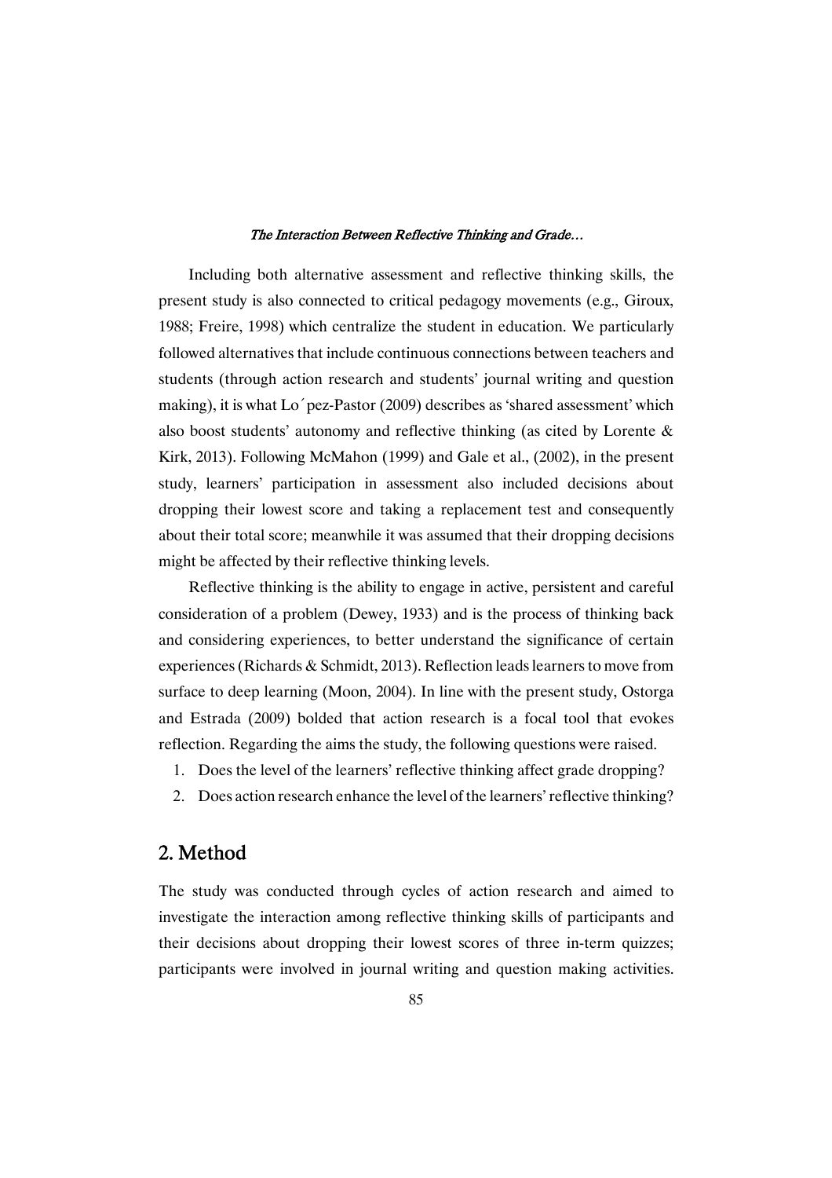Including both alternative assessment and reflective thinking skills, the present study is also connected to critical pedagogy movements (e.g., Giroux, 1988; Freire, 1998) which centralize the student in education. We particularly followed alternatives that include continuous connections between teachers and students (through action research and students' journal writing and question making), it is what Lo´pez-Pastor (2009) describes as 'shared assessment' which also boost students' autonomy and reflective thinking (as cited by Lorente & Kirk, 2013). Following McMahon (1999) and Gale et al., (2002), in the present study, learners' participation in assessment also included decisions about dropping their lowest score and taking a replacement test and consequently about their total score; meanwhile it was assumed that their dropping decisions might be affected by their reflective thinking levels.

Reflective thinking is the ability to engage in active, persistent and careful consideration of a problem (Dewey, 1933) and is the process of thinking back and considering experiences, to better understand the significance of certain experiences (Richards & Schmidt, 2013). Reflection leads learners to move from surface to deep learning (Moon, 2004). In line with the present study, Ostorga and Estrada (2009) bolded that action research is a focal tool that evokes reflection. Regarding the aims the study, the following questions were raised.

1. Does the level of the learners' reflective thinking affect grade dropping?
2. Does action research enhance the level of the learners' reflective thinking?

## 2. Method

The study was conducted through cycles of action research and aimed to investigate the interaction among reflective thinking skills of participants and their decisions about dropping their lowest scores of three in-term quizzes; participants were involved in journal writing and question making activities.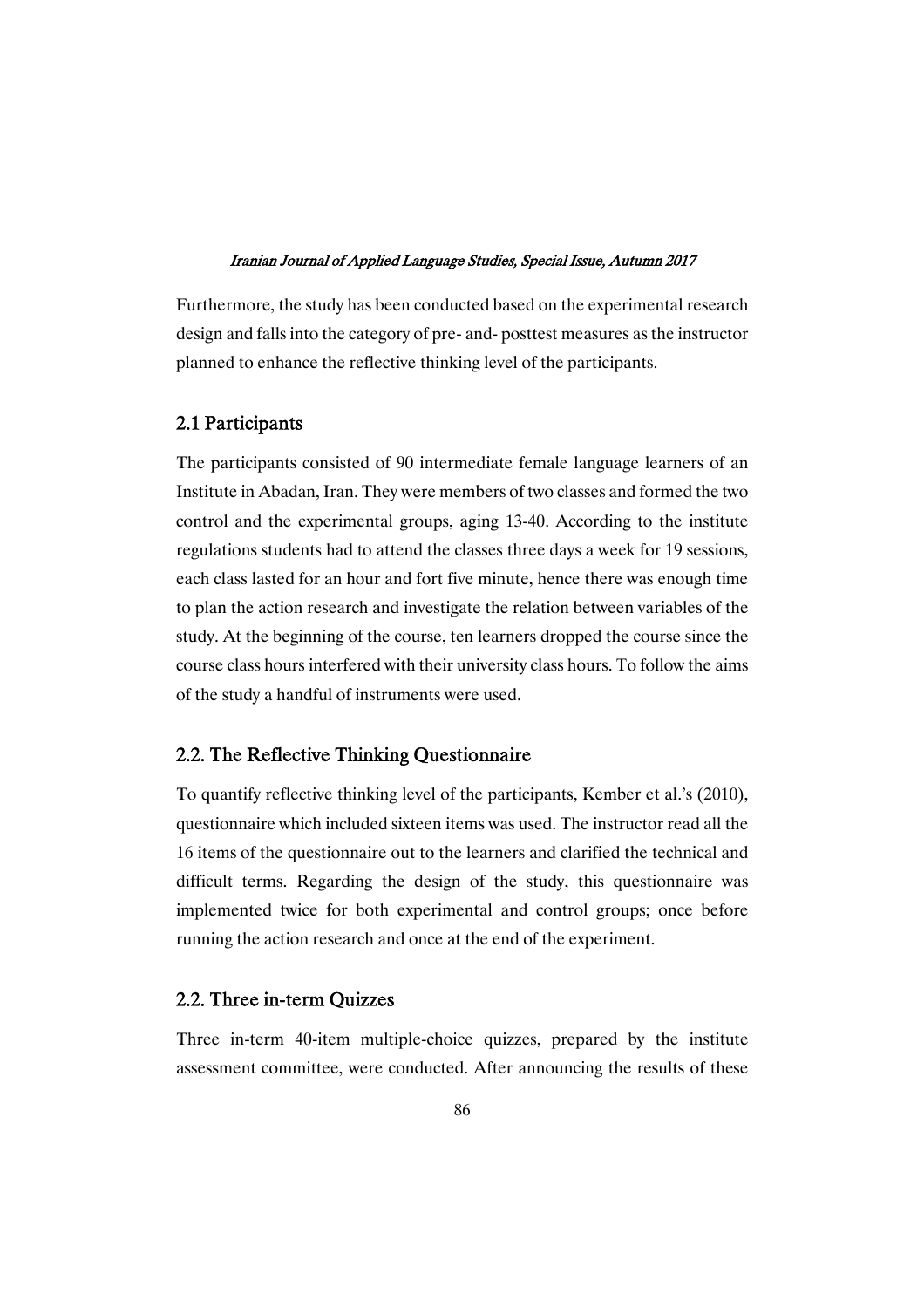Furthermore, the study has been conducted based on the experimental research design and falls into the category of pre- and- posttest measures as the instructor planned to enhance the reflective thinking level of the participants.

## 2.1 Participants

The participants consisted of 90 intermediate female language learners of an Institute in Abadan, Iran. They were members of two classes and formed the two control and the experimental groups, aging 13-40. According to the institute regulations students had to attend the classes three days a week for 19 sessions, each class lasted for an hour and fort five minute, hence there was enough time to plan the action research and investigate the relation between variables of the study. At the beginning of the course, ten learners dropped the course since the course class hours interfered with their university class hours. To follow the aims of the study a handful of instruments were used.

## 2.2. The Reflective Thinking Questionnaire

To quantify reflective thinking level of the participants, Kember et al.'s (2010), questionnaire which included sixteen items was used. The instructor read all the 16 items of the questionnaire out to the learners and clarified the technical and difficult terms. Regarding the design of the study, this questionnaire was implemented twice for both experimental and control groups; once before running the action research and once at the end of the experiment.

## 2.2. Three in-term Quizzes

Three in-term 40-item multiple-choice quizzes, prepared by the institute assessment committee, were conducted. After announcing the results of these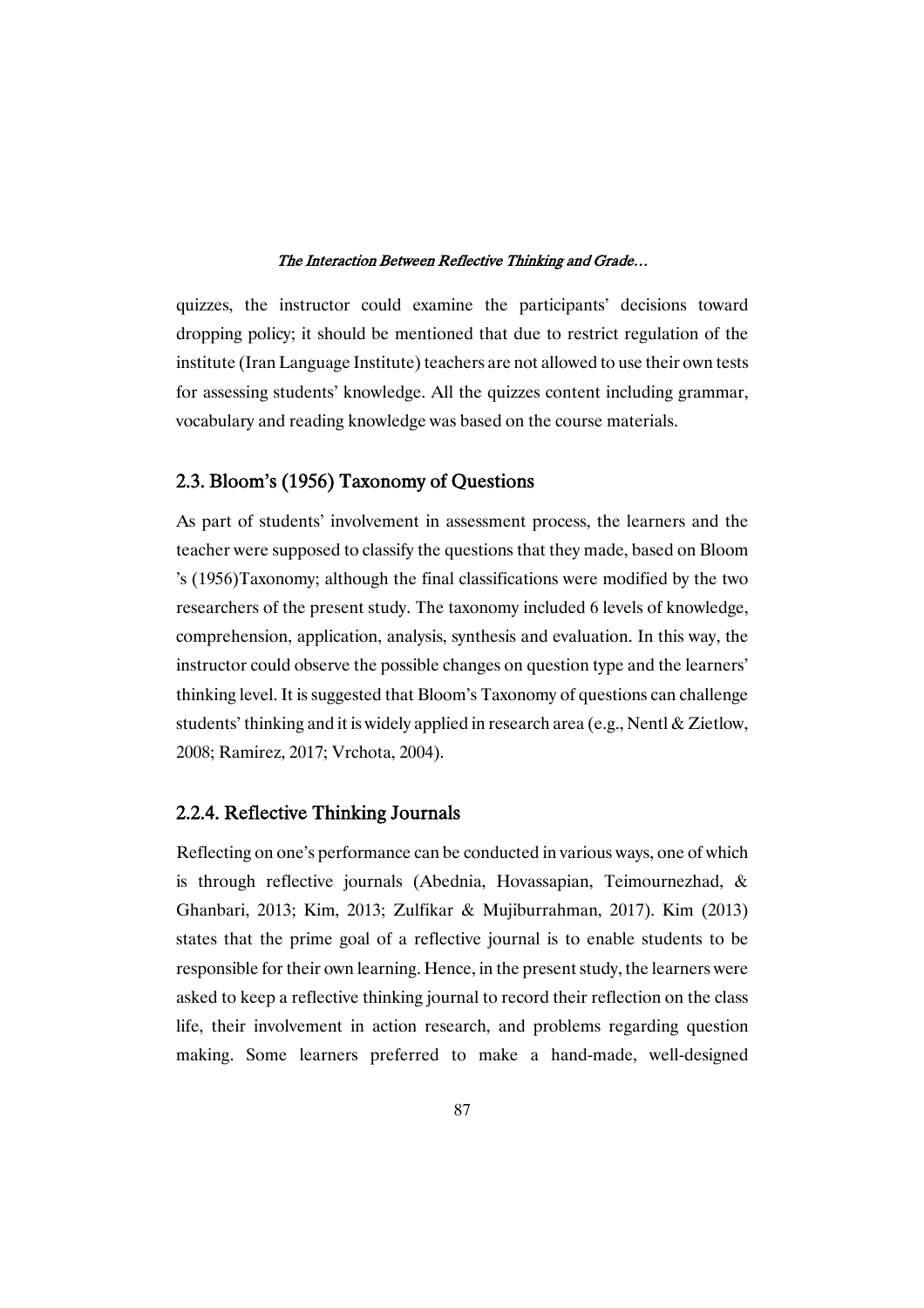quizzes, the instructor could examine the participants' decisions toward dropping policy; it should be mentioned that due to restrict regulation of the institute (Iran Language Institute) teachers are not allowed to use their own tests for assessing students' knowledge. All the quizzes content including grammar, vocabulary and reading knowledge was based on the course materials.

## 2.3. Bloom's (1956) Taxonomy of Questions

As part of students' involvement in assessment process, the learners and the teacher were supposed to classify the questions that they made, based on Bloom 's (1956)Taxonomy; although the final classifications were modified by the two researchers of the present study. The taxonomy included 6 levels of knowledge, comprehension, application, analysis, synthesis and evaluation. In this way, the instructor could observe the possible changes on question type and the learners' thinking level. It is suggested that Bloom's Taxonomy of questions can challenge students' thinking and it is widely applied in research area (e.g., Nentl & Zietlow, 2008; Ramirez, 2017; Vrchota, 2004).

## 2.2.4. Reflective Thinking Journals

Reflecting on one's performance can be conducted in various ways, one of which is through reflective journals (Abednia, Hovassapian, Teimournezhad, & Ghanbari, 2013; Kim, 2013; Zulfikar & Mujiburrahman, 2017). Kim (2013) states that the prime goal of a reflective journal is to enable students to be responsible for their own learning. Hence, in the present study, the learners were asked to keep a reflective thinking journal to record their reflection on the class life, their involvement in action research, and problems regarding question making. Some learners preferred to make a hand-made, well-designed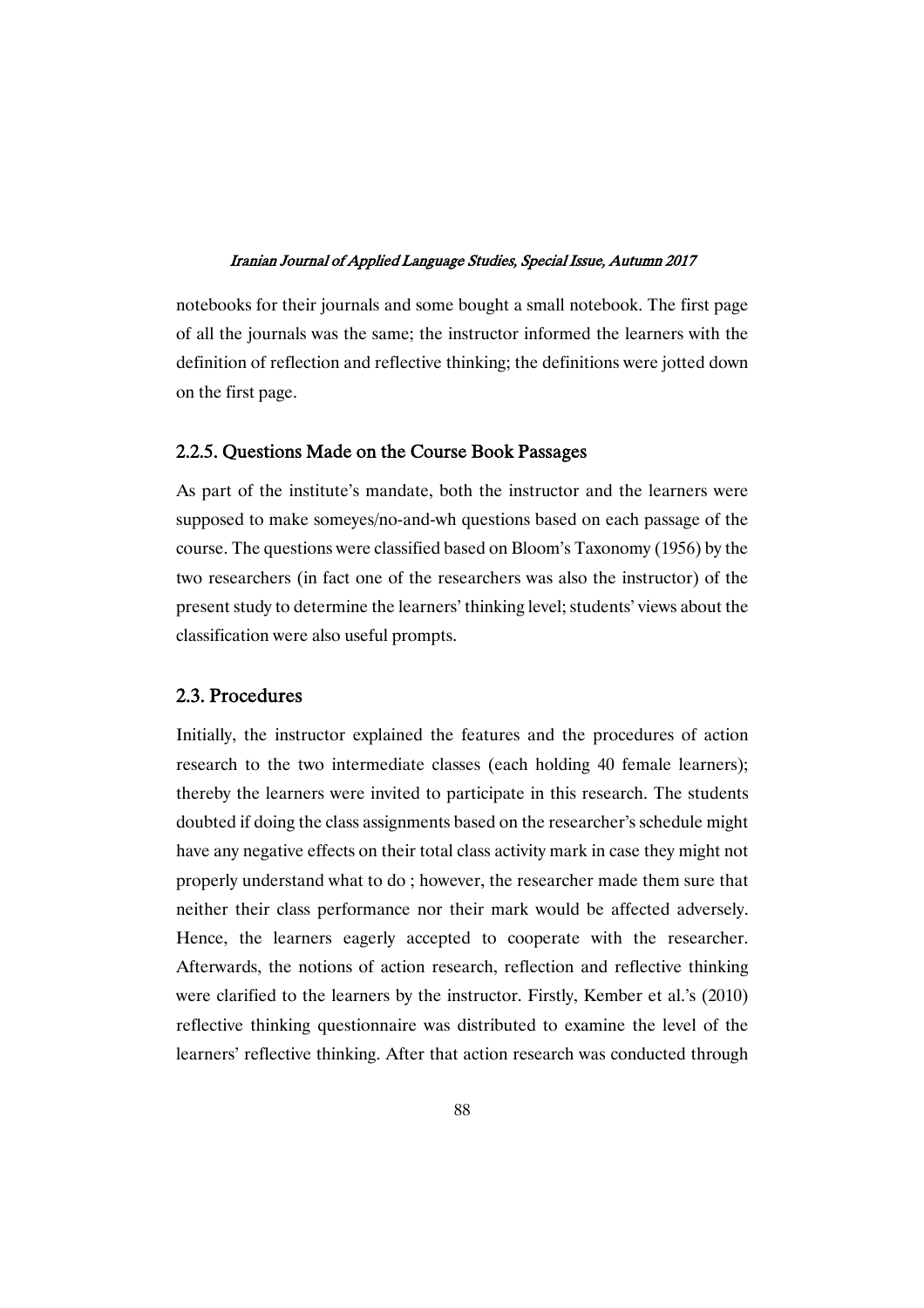notebooks for their journals and some bought a small notebook. The first page of all the journals was the same; the instructor informed the learners with the definition of reflection and reflective thinking; the definitions were jotted down on the first page.

### 2.2.5. Questions Made on the Course Book Passages

As part of the institute's mandate, both the instructor and the learners were supposed to make someyes/no-and-wh questions based on each passage of the course. The questions were classified based on Bloom's Taxonomy (1956) by the two researchers (in fact one of the researchers was also the instructor) of the present study to determine the learners' thinking level; students' views about the classification were also useful prompts.

## 2.3. Procedures

Initially, the instructor explained the features and the procedures of action research to the two intermediate classes (each holding 40 female learners); thereby the learners were invited to participate in this research. The students doubted if doing the class assignments based on the researcher's schedule might have any negative effects on their total class activity mark in case they might not properly understand what to do ; however, the researcher made them sure that neither their class performance nor their mark would be affected adversely. Hence, the learners eagerly accepted to cooperate with the researcher. Afterwards, the notions of action research, reflection and reflective thinking were clarified to the learners by the instructor. Firstly, Kember et al.'s (2010) reflective thinking questionnaire was distributed to examine the level of the learners' reflective thinking. After that action research was conducted through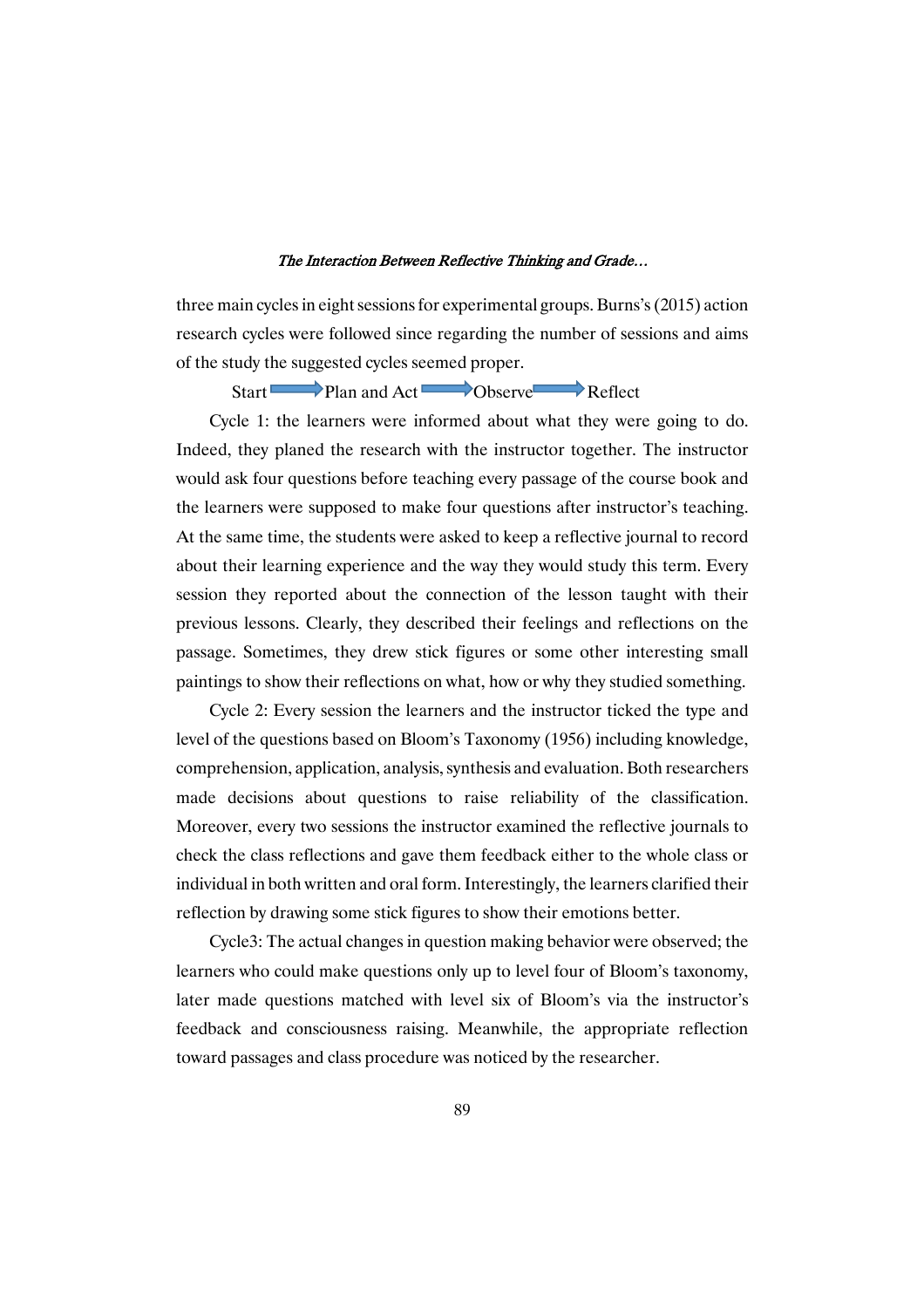three main cycles in eight sessions for experimental groups. Burns's (2015) action research cycles were followed since regarding the number of sessions and aims of the study the suggested cycles seemed proper.

Start → Plan and Act → Observe → Reflect

Cycle 1: the learners were informed about what they were going to do. Indeed, they planed the research with the instructor together. The instructor would ask four questions before teaching every passage of the course book and the learners were supposed to make four questions after instructor's teaching. At the same time, the students were asked to keep a reflective journal to record about their learning experience and the way they would study this term. Every session they reported about the connection of the lesson taught with their previous lessons. Clearly, they described their feelings and reflections on the passage. Sometimes, they drew stick figures or some other interesting small paintings to show their reflections on what, how or why they studied something.

Cycle 2: Every session the learners and the instructor ticked the type and level of the questions based on Bloom's Taxonomy (1956) including knowledge, comprehension, application, analysis, synthesis and evaluation. Both researchers made decisions about questions to raise reliability of the classification. Moreover, every two sessions the instructor examined the reflective journals to check the class reflections and gave them feedback either to the whole class or individual in both written and oral form. Interestingly, the learners clarified their reflection by drawing some stick figures to show their emotions better.

Cycle3: The actual changes in question making behavior were observed; the learners who could make questions only up to level four of Bloom's taxonomy, later made questions matched with level six of Bloom's via the instructor's feedback and consciousness raising. Meanwhile, the appropriate reflection toward passages and class procedure was noticed by the researcher.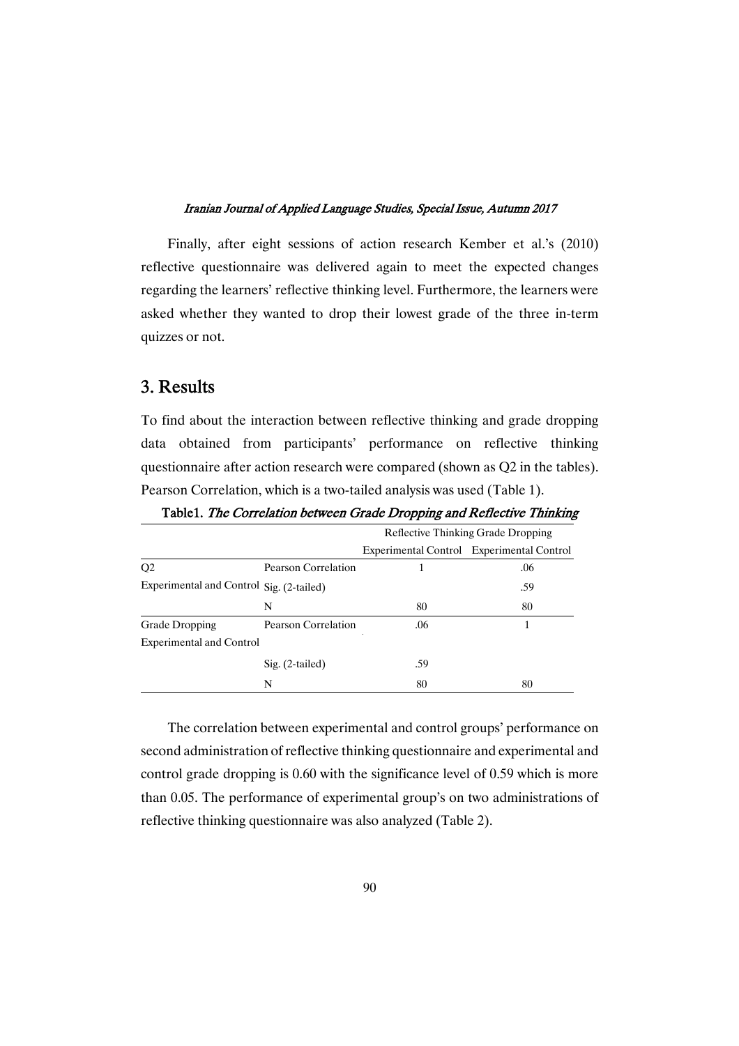Finally, after eight sessions of action research Kember et al.'s (2010) reflective questionnaire was delivered again to meet the expected changes regarding the learners' reflective thinking level. Furthermore, the learners were asked whether they wanted to drop their lowest grade of the three in-term quizzes or not.

## 3. Results

To find about the interaction between reflective thinking and grade dropping data obtained from participants' performance on reflective thinking questionnaire after action research were compared (shown as Q2 in the tables). Pearson Correlation, which is a two-tailed analysis was used (Table 1).

**Table1.** ***The Correlation between Grade Dropping and Reflective Thinking***

| | | Reflective Thinking Experimental Control | Grade Dropping Experimental Control |
|---|---|---|---|
| Q2 Experimental and Control | Pearson Correlation | 1 | .06 |
| | Sig. (2-tailed) | | .59 |
| | N | 80 | 80 |
| Grade Dropping Experimental and Control | Pearson Correlation | .06 | 1 |
| | Sig. (2-tailed) | .59 | |
| | N | 80 | 80 |

The correlation between experimental and control groups' performance on second administration of reflective thinking questionnaire and experimental and control grade dropping is 0.60 with the significance level of 0.59 which is more than 0.05. The performance of experimental group's on two administrations of reflective thinking questionnaire was also analyzed (Table 2).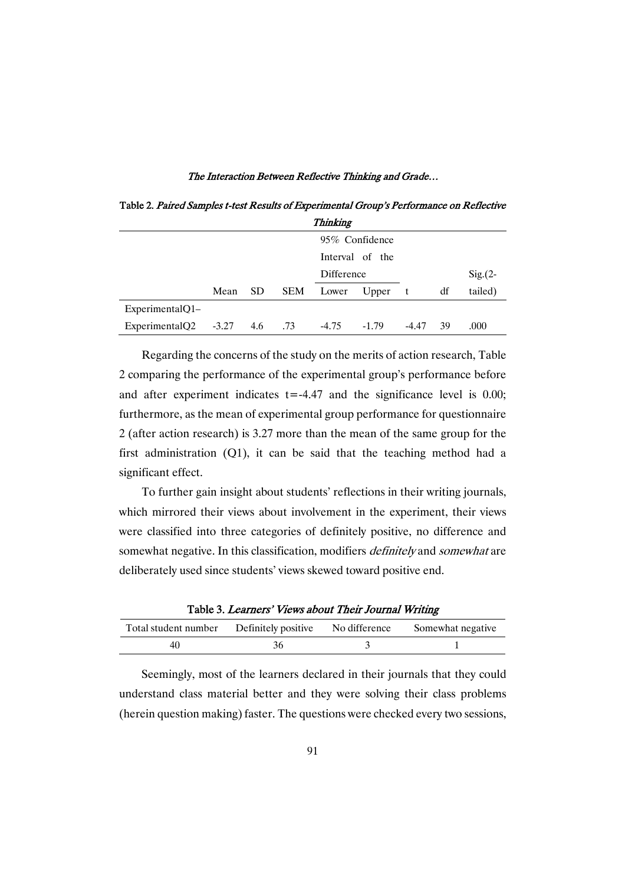Table 2. *Paired Samples t-test Results of Experimental Group's Performance on Reflective Thinking*

| | Mean | SD | SEM | 95% Confidence Interval of the Difference | | t | df | Sig.(2-tailed) |
|---|---|---|---|---|---|---|---|---|
| | | | | Lower | Upper | | | |
| ExperimentalQ1–ExperimentalQ2 | -3.27 | 4.6 | .73 | -4.75 | -1.79 | -4.47 | 39 | .000 |

Regarding the concerns of the study on the merits of action research, Table 2 comparing the performance of the experimental group's performance before and after experiment indicates t=-4.47 and the significance level is 0.00; furthermore, as the mean of experimental group performance for questionnaire 2 (after action research) is 3.27 more than the mean of the same group for the first administration (Q1), it can be said that the teaching method had a significant effect.

To further gain insight about students' reflections in their writing journals, which mirrored their views about involvement in the experiment, their views were classified into three categories of definitely positive, no difference and somewhat negative. In this classification, modifiers *definitely* and *somewhat* are deliberately used since students' views skewed toward positive end.

Table 3. *Learners' Views about Their Journal Writing*

| Total student number | Definitely positive | No difference | Somewhat negative |
|---|---|---|---|
| 40 | 36 | 3 | 1 |

Seemingly, most of the learners declared in their journals that they could understand class material better and they were solving their class problems (herein question making) faster. The questions were checked every two sessions,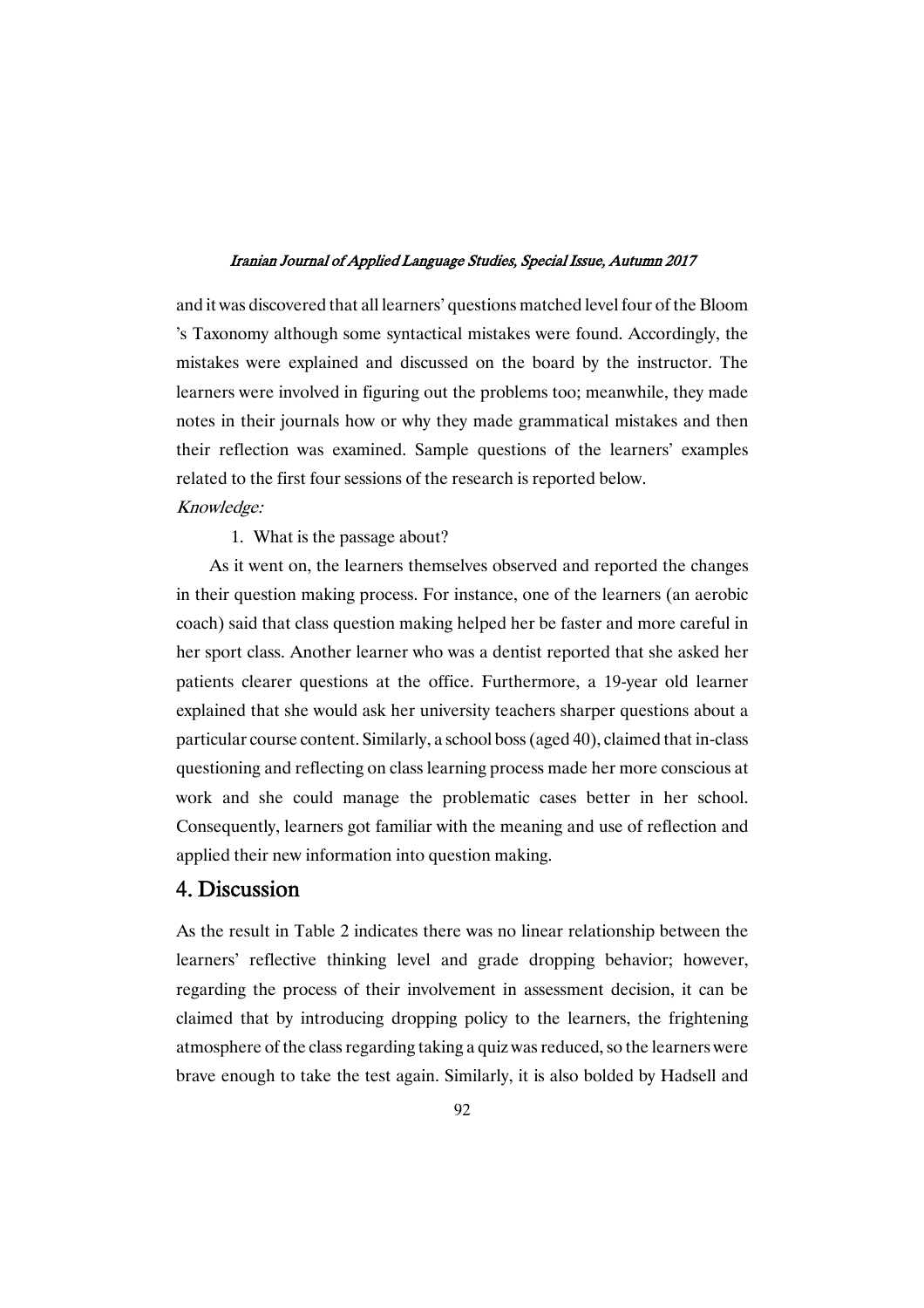and it was discovered that all learners' questions matched level four of the Bloom 's Taxonomy although some syntactical mistakes were found. Accordingly, the mistakes were explained and discussed on the board by the instructor. The learners were involved in figuring out the problems too; meanwhile, they made notes in their journals how or why they made grammatical mistakes and then their reflection was examined. Sample questions of the learners' examples related to the first four sessions of the research is reported below.

*Knowledge:*

1. What is the passage about?

As it went on, the learners themselves observed and reported the changes in their question making process. For instance, one of the learners (an aerobic coach) said that class question making helped her be faster and more careful in her sport class. Another learner who was a dentist reported that she asked her patients clearer questions at the office. Furthermore, a 19-year old learner explained that she would ask her university teachers sharper questions about a particular course content. Similarly, a school boss (aged 40), claimed that in-class questioning and reflecting on class learning process made her more conscious at work and she could manage the problematic cases better in her school. Consequently, learners got familiar with the meaning and use of reflection and applied their new information into question making.

## 4. Discussion

As the result in Table 2 indicates there was no linear relationship between the learners' reflective thinking level and grade dropping behavior; however, regarding the process of their involvement in assessment decision, it can be claimed that by introducing dropping policy to the learners, the frightening atmosphere of the class regarding taking a quiz was reduced, so the learners were brave enough to take the test again. Similarly, it is also bolded by Hadsell and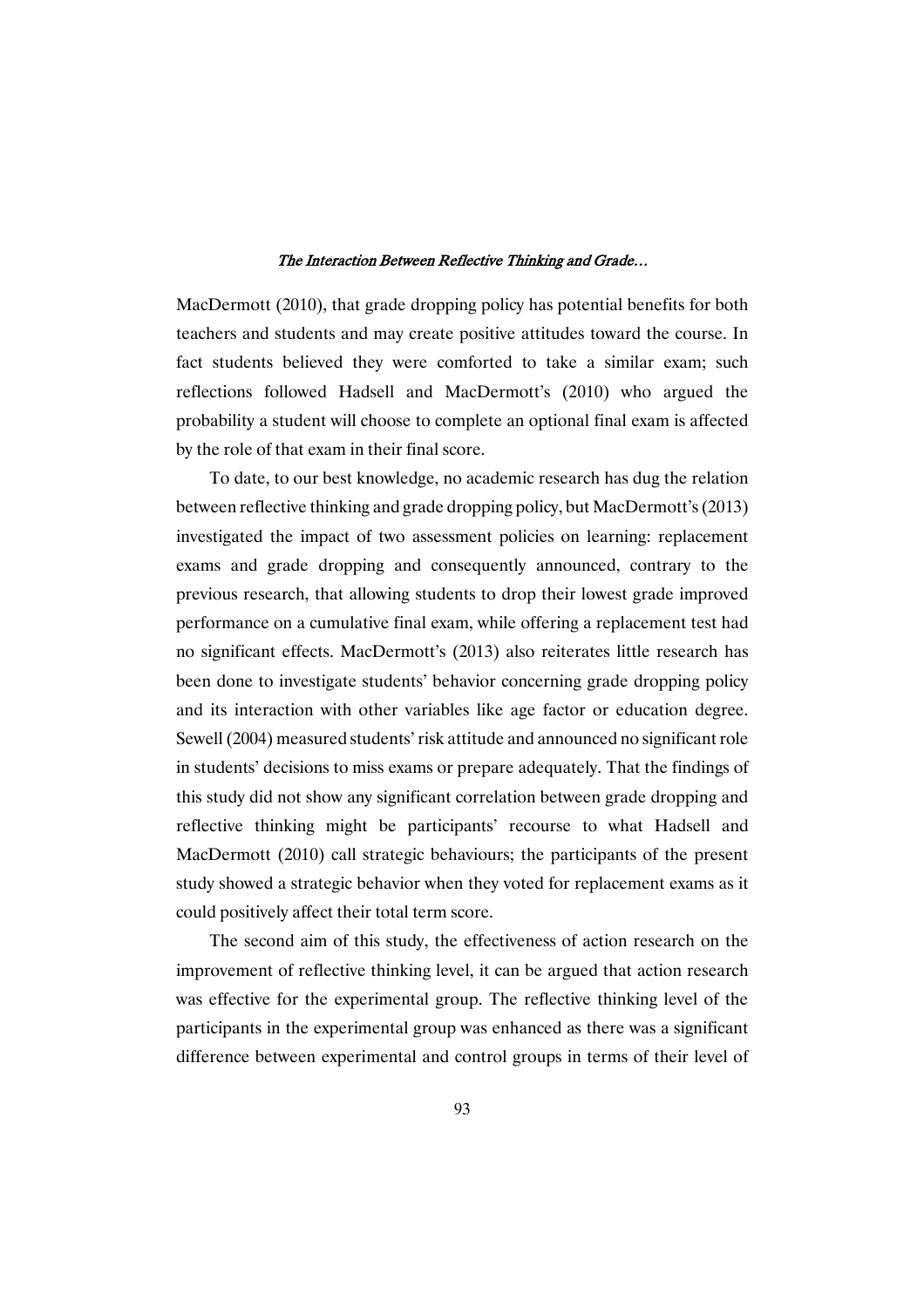MacDermott (2010), that grade dropping policy has potential benefits for both teachers and students and may create positive attitudes toward the course. In fact students believed they were comforted to take a similar exam; such reflections followed Hadsell and MacDermott's (2010) who argued the probability a student will choose to complete an optional final exam is affected by the role of that exam in their final score.

To date, to our best knowledge, no academic research has dug the relation between reflective thinking and grade dropping policy, but MacDermott's (2013) investigated the impact of two assessment policies on learning: replacement exams and grade dropping and consequently announced, contrary to the previous research, that allowing students to drop their lowest grade improved performance on a cumulative final exam, while offering a replacement test had no significant effects. MacDermott's (2013) also reiterates little research has been done to investigate students' behavior concerning grade dropping policy and its interaction with other variables like age factor or education degree. Sewell (2004) measured students' risk attitude and announced no significant role in students' decisions to miss exams or prepare adequately. That the findings of this study did not show any significant correlation between grade dropping and reflective thinking might be participants' recourse to what Hadsell and MacDermott (2010) call strategic behaviours; the participants of the present study showed a strategic behavior when they voted for replacement exams as it could positively affect their total term score.

The second aim of this study, the effectiveness of action research on the improvement of reflective thinking level, it can be argued that action research was effective for the experimental group. The reflective thinking level of the participants in the experimental group was enhanced as there was a significant difference between experimental and control groups in terms of their level of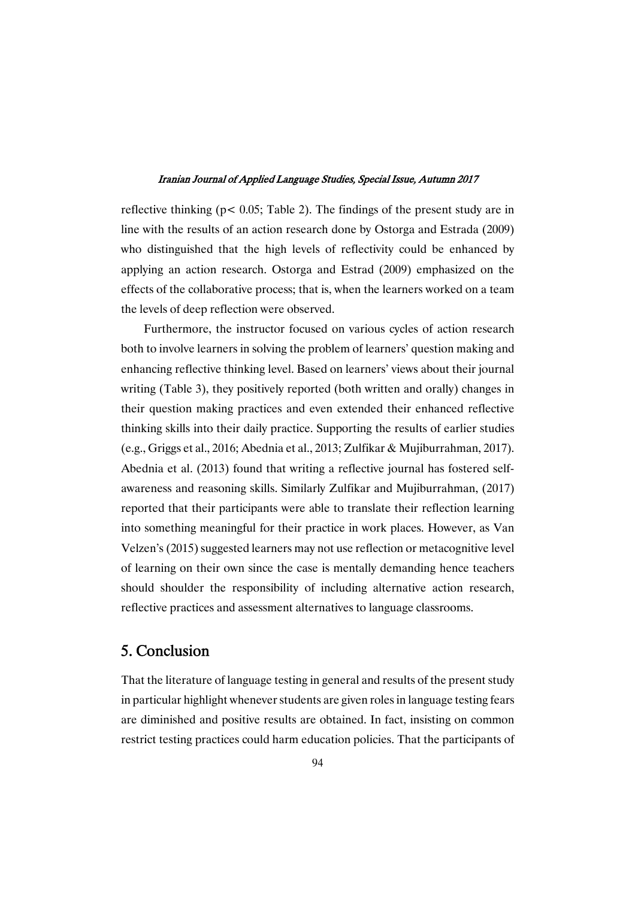reflective thinking ($p < 0.05$; Table 2). The findings of the present study are in line with the results of an action research done by Ostorga and Estrada (2009) who distinguished that the high levels of reflectivity could be enhanced by applying an action research. Ostorga and Estrad (2009) emphasized on the effects of the collaborative process; that is, when the learners worked on a team the levels of deep reflection were observed.

Furthermore, the instructor focused on various cycles of action research both to involve learners in solving the problem of learners' question making and enhancing reflective thinking level. Based on learners' views about their journal writing (Table 3), they positively reported (both written and orally) changes in their question making practices and even extended their enhanced reflective thinking skills into their daily practice. Supporting the results of earlier studies (e.g., Griggs et al., 2016; Abednia et al., 2013; Zulfikar & Mujiburrahman, 2017). Abednia et al. (2013) found that writing a reflective journal has fostered self-awareness and reasoning skills. Similarly Zulfikar and Mujiburrahman, (2017) reported that their participants were able to translate their reflection learning into something meaningful for their practice in work places. However, as Van Velzen's (2015) suggested learners may not use reflection or metacognitive level of learning on their own since the case is mentally demanding hence teachers should shoulder the responsibility of including alternative action research, reflective practices and assessment alternatives to language classrooms.

## 5. Conclusion

That the literature of language testing in general and results of the present study in particular highlight whenever students are given roles in language testing fears are diminished and positive results are obtained. In fact, insisting on common restrict testing practices could harm education policies. That the participants of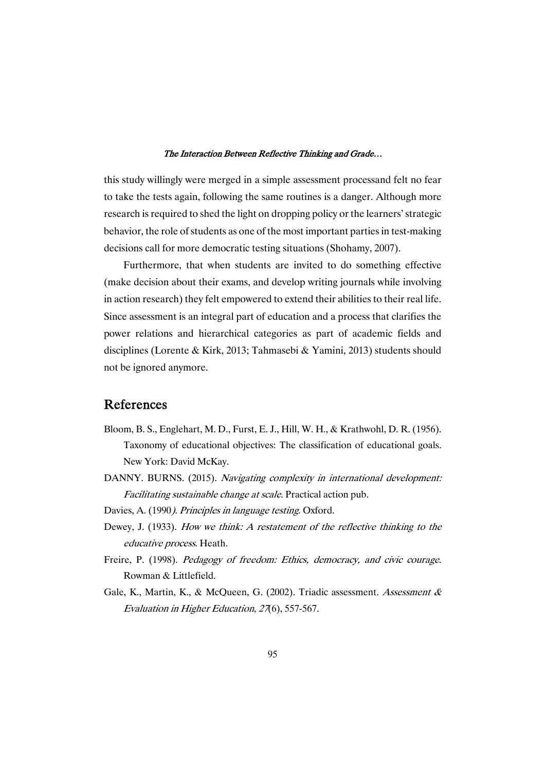this study willingly were merged in a simple assessment processand felt no fear to take the tests again, following the same routines is a danger. Although more research is required to shed the light on dropping policy or the learners' strategic behavior, the role of students as one of the most important parties in test-making decisions call for more democratic testing situations (Shohamy, 2007).

Furthermore, that when students are invited to do something effective (make decision about their exams, and develop writing journals while involving in action research) they felt empowered to extend their abilities to their real life. Since assessment is an integral part of education and a process that clarifies the power relations and hierarchical categories as part of academic fields and disciplines (Lorente & Kirk, 2013; Tahmasebi & Yamini, 2013) students should not be ignored anymore.

## References

Bloom, B. S., Englehart, M. D., Furst, E. J., Hill, W. H., & Krathwohl, D. R. (1956). Taxonomy of educational objectives: The classification of educational goals. New York: David McKay.

DANNY. BURNS. (2015). *Navigating complexity in international development: Facilitating sustainable change at scale*. Practical action pub.

Davies, A. (1990*). Principles in language testing*. Oxford.

Dewey, J. (1933). *How we think: A restatement of the reflective thinking to the educative process*. Heath.

Freire, P. (1998). *Pedagogy of freedom: Ethics, democracy, and civic courage*. Rowman & Littlefield.

Gale, K., Martin, K., & McQueen, G. (2002). Triadic assessment. *Assessment & Evaluation in Higher Education*, *27*(6), 557-567.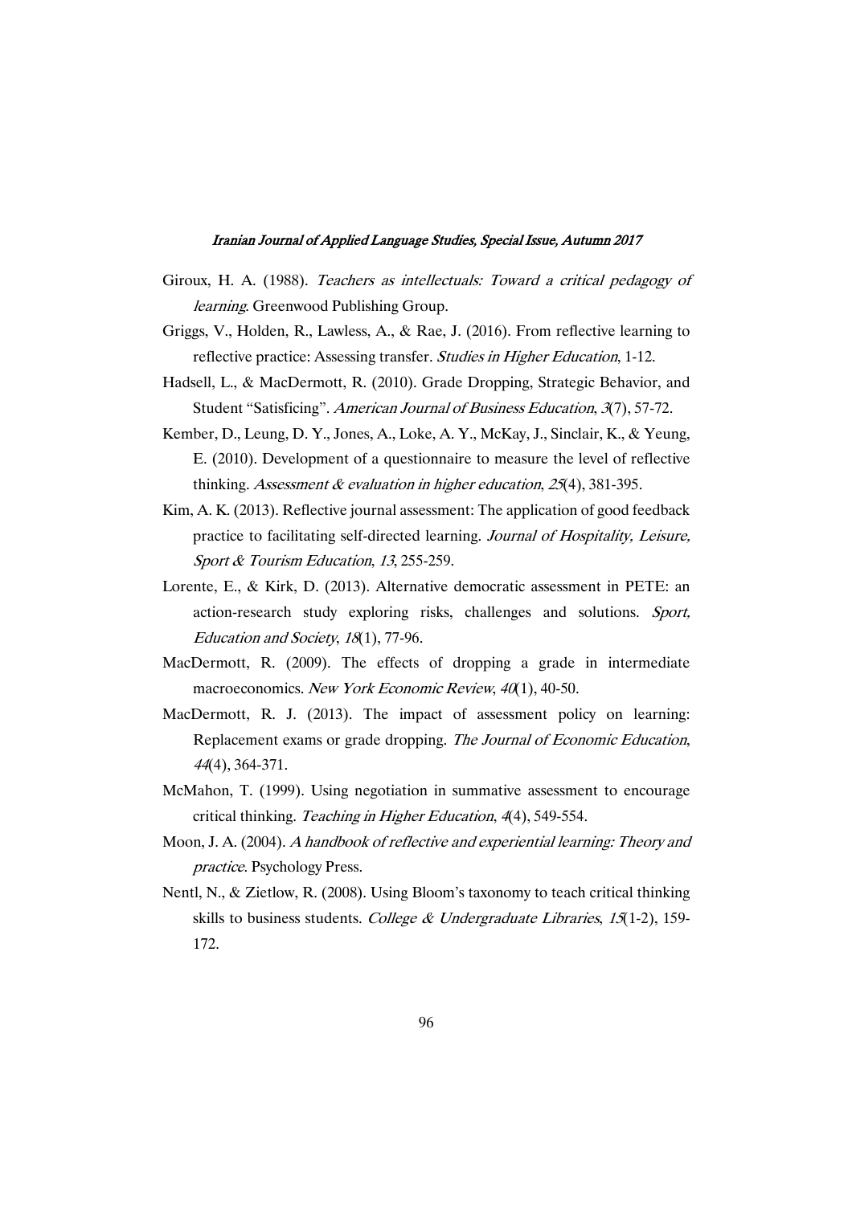Giroux, H. A. (1988). *Teachers as intellectuals: Toward a critical pedagogy of learning*. Greenwood Publishing Group.

Griggs, V., Holden, R., Lawless, A., & Rae, J. (2016). From reflective learning to reflective practice: Assessing transfer. *Studies in Higher Education*, 1-12.

Hadsell, L., & MacDermott, R. (2010). Grade Dropping, Strategic Behavior, and Student "Satisficing". *American Journal of Business Education*, *3*(7), 57-72.

Kember, D., Leung, D. Y., Jones, A., Loke, A. Y., McKay, J., Sinclair, K., & Yeung, E. (2010). Development of a questionnaire to measure the level of reflective thinking. *Assessment & evaluation in higher education*, *25*(4), 381-395.

Kim, A. K. (2013). Reflective journal assessment: The application of good feedback practice to facilitating self-directed learning. *Journal of Hospitality, Leisure, Sport & Tourism Education*, *13*, 255-259.

Lorente, E., & Kirk, D. (2013). Alternative democratic assessment in PETE: an action-research study exploring risks, challenges and solutions. *Sport, Education and Society*, *18*(1), 77-96.

MacDermott, R. (2009). The effects of dropping a grade in intermediate macroeconomics. *New York Economic Review*, *40*(1), 40-50.

MacDermott, R. J. (2013). The impact of assessment policy on learning: Replacement exams or grade dropping. *The Journal of Economic Education*, *44*(4), 364-371.

McMahon, T. (1999). Using negotiation in summative assessment to encourage critical thinking. *Teaching in Higher Education*, *4*(4), 549-554.

Moon, J. A. (2004). *A handbook of reflective and experiential learning: Theory and practice*. Psychology Press.

Nentl, N., & Zietlow, R. (2008). Using Bloom's taxonomy to teach critical thinking skills to business students. *College & Undergraduate Libraries*, *15*(1-2), 159-172.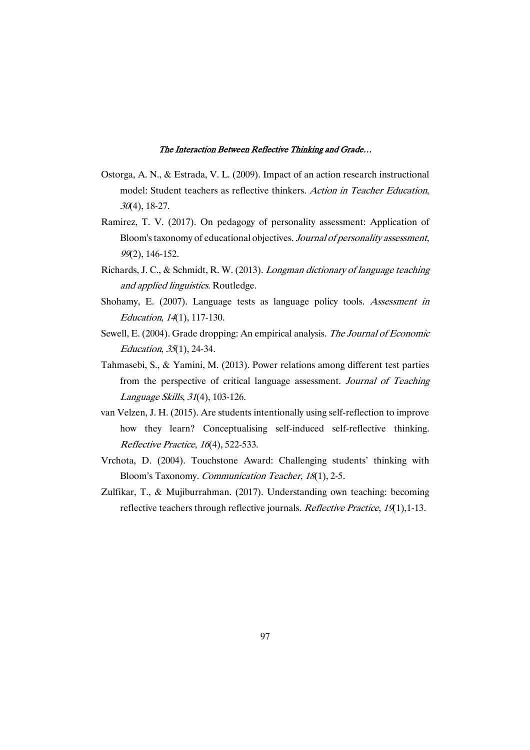Ostorga, A. N., & Estrada, V. L. (2009). Impact of an action research instructional model: Student teachers as reflective thinkers. *Action in Teacher Education*, *30*(4), 18-27.

Ramirez, T. V. (2017). On pedagogy of personality assessment: Application of Bloom's taxonomy of educational objectives. *Journal of personality assessment*, *99*(2), 146-152.

Richards, J. C., & Schmidt, R. W. (2013). *Longman dictionary of language teaching and applied linguistics*. Routledge.

Shohamy, E. (2007). Language tests as language policy tools. *Assessment in Education*, *14*(1), 117-130.

Sewell, E. (2004). Grade dropping: An empirical analysis. *The Journal of Economic Education*, *35*(1), 24-34.

Tahmasebi, S., & Yamini, M. (2013). Power relations among different test parties from the perspective of critical language assessment. *Journal of Teaching Language Skills*, *31*(4), 103-126.

van Velzen, J. H. (2015). Are students intentionally using self-reflection to improve how they learn? Conceptualising self-induced self-reflective thinking. *Reflective Practice*, *16*(4), 522-533.

Vrchota, D. (2004). Touchstone Award: Challenging students' thinking with Bloom's Taxonomy. *Communication Teacher*, *18*(1), 2-5.

Zulfikar, T., & Mujiburrahman. (2017). Understanding own teaching: becoming reflective teachers through reflective journals. *Reflective Practice*, *19*(1),1-13.